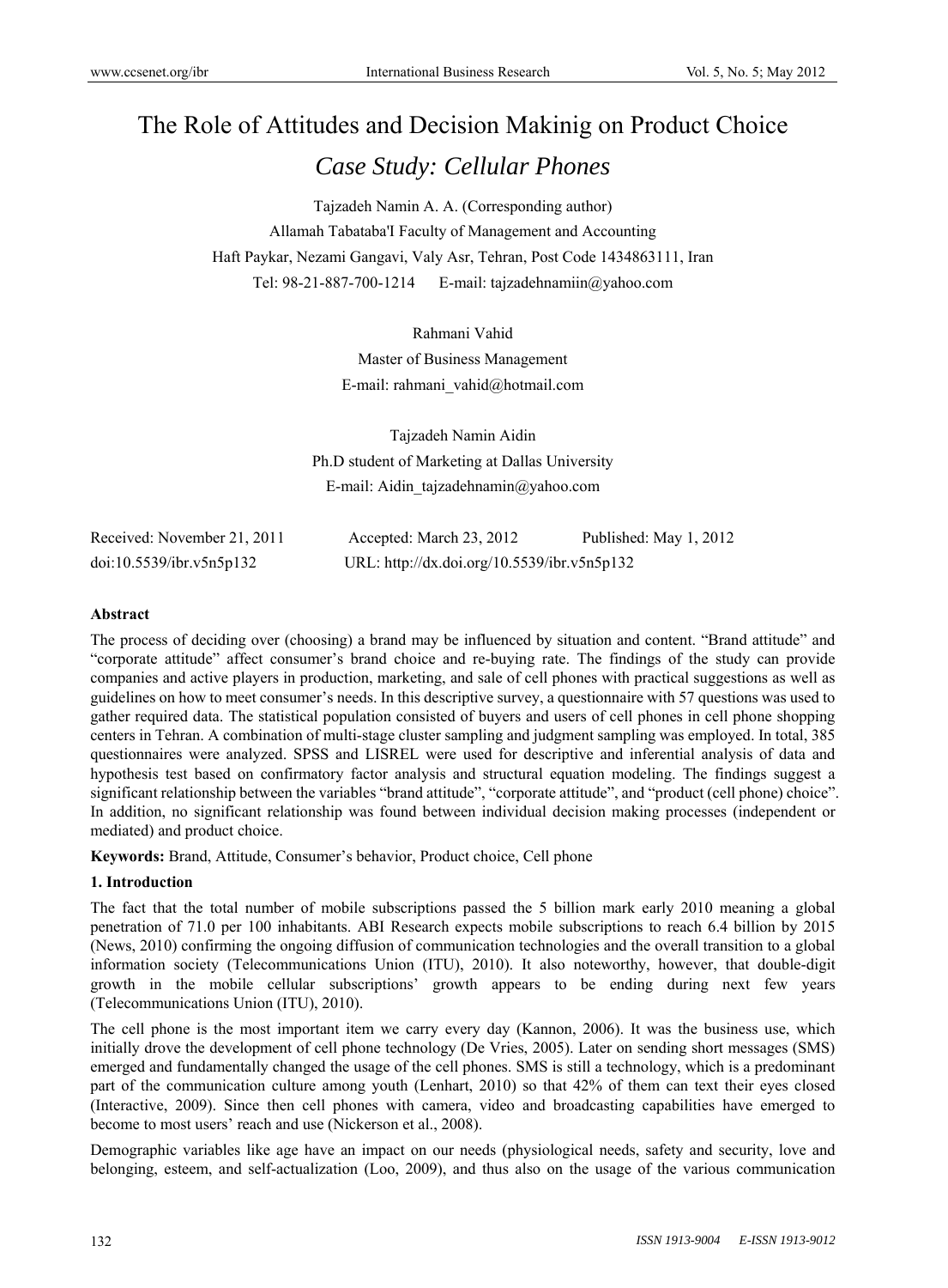# The Role of Attitudes and Decision Makinig on Product Choice

## *Case Study: Cellular Phones*

Tajzadeh Namin A. A. (Corresponding author)
Allamah Tabataba'I Faculty of Management and Accounting
Haft Paykar, Nezami Gangavi, Valy Asr, Tehran, Post Code 1434863111, Iran
Tel: 98-21-887-700-1214 E-mail: tajzadehnamiin@yahoo.com

Rahmani Vahid
Master of Business Management
E-mail: rahmani_vahid@hotmail.com

Tajzadeh Namin Aidin
Ph.D student of Marketing at Dallas University
E-mail: Aidin_tajzadehnamin@yahoo.com

Received: November 21, 2011 Accepted: March 23, 2012 Published: May 1, 2012
doi:10.5539/ibr.v5n5p132 URL: http://dx.doi.org/10.5539/ibr.v5n5p132

**Abstract**

The process of deciding over (choosing) a brand may be influenced by situation and content. "Brand attitude" and "corporate attitude" affect consumer's brand choice and re-buying rate. The findings of the study can provide companies and active players in production, marketing, and sale of cell phones with practical suggestions as well as guidelines on how to meet consumer's needs. In this descriptive survey, a questionnaire with 57 questions was used to gather required data. The statistical population consisted of buyers and users of cell phones in cell phone shopping centers in Tehran. A combination of multi-stage cluster sampling and judgment sampling was employed. In total, 385 questionnaires were analyzed. SPSS and LISREL were used for descriptive and inferential analysis of data and hypothesis test based on confirmatory factor analysis and structural equation modeling. The findings suggest a significant relationship between the variables "brand attitude", "corporate attitude", and "product (cell phone) choice". In addition, no significant relationship was found between individual decision making processes (independent or mediated) and product choice.

**Keywords:** Brand, Attitude, Consumer's behavior, Product choice, Cell phone

## 1. Introduction

The fact that the total number of mobile subscriptions passed the 5 billion mark early 2010 meaning a global penetration of 71.0 per 100 inhabitants. ABI Research expects mobile subscriptions to reach 6.4 billion by 2015 (News, 2010) confirming the ongoing diffusion of communication technologies and the overall transition to a global information society (Telecommunications Union (ITU), 2010). It also noteworthy, however, that double-digit growth in the mobile cellular subscriptions' growth appears to be ending during next few years (Telecommunications Union (ITU), 2010).

The cell phone is the most important item we carry every day (Kannon, 2006). It was the business use, which initially drove the development of cell phone technology (De Vries, 2005). Later on sending short messages (SMS) emerged and fundamentally changed the usage of the cell phones. SMS is still a technology, which is a predominant part of the communication culture among youth (Lenhart, 2010) so that 42% of them can text their eyes closed (Interactive, 2009). Since then cell phones with camera, video and broadcasting capabilities have emerged to become to most users' reach and use (Nickerson et al., 2008).

Demographic variables like age have an impact on our needs (physiological needs, safety and security, love and belonging, esteem, and self-actualization (Loo, 2009), and thus also on the usage of the various communication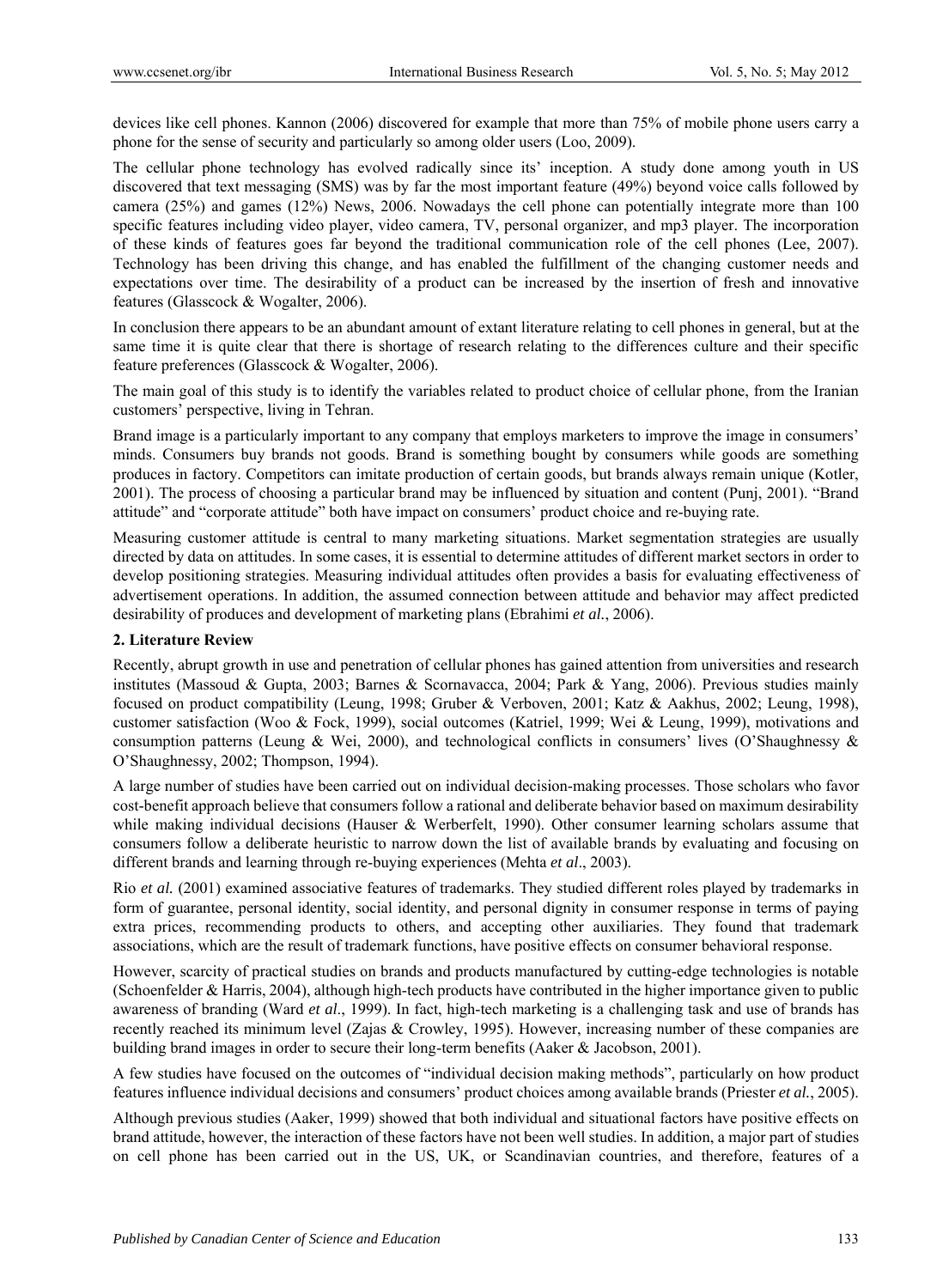devices like cell phones. Kannon (2006) discovered for example that more than 75% of mobile phone users carry a phone for the sense of security and particularly so among older users (Loo, 2009).

The cellular phone technology has evolved radically since its' inception. A study done among youth in US discovered that text messaging (SMS) was by far the most important feature (49%) beyond voice calls followed by camera (25%) and games (12%) News, 2006. Nowadays the cell phone can potentially integrate more than 100 specific features including video player, video camera, TV, personal organizer, and mp3 player. The incorporation of these kinds of features goes far beyond the traditional communication role of the cell phones (Lee, 2007). Technology has been driving this change, and has enabled the fulfillment of the changing customer needs and expectations over time. The desirability of a product can be increased by the insertion of fresh and innovative features (Glasscock & Wogalter, 2006).

In conclusion there appears to be an abundant amount of extant literature relating to cell phones in general, but at the same time it is quite clear that there is shortage of research relating to the differences culture and their specific feature preferences (Glasscock & Wogalter, 2006).

The main goal of this study is to identify the variables related to product choice of cellular phone, from the Iranian customers' perspective, living in Tehran.

Brand image is a particularly important to any company that employs marketers to improve the image in consumers' minds. Consumers buy brands not goods. Brand is something bought by consumers while goods are something produces in factory. Competitors can imitate production of certain goods, but brands always remain unique (Kotler, 2001). The process of choosing a particular brand may be influenced by situation and content (Punj, 2001). "Brand attitude" and "corporate attitude" both have impact on consumers' product choice and re-buying rate.

Measuring customer attitude is central to many marketing situations. Market segmentation strategies are usually directed by data on attitudes. In some cases, it is essential to determine attitudes of different market sectors in order to develop positioning strategies. Measuring individual attitudes often provides a basis for evaluating effectiveness of advertisement operations. In addition, the assumed connection between attitude and behavior may affect predicted desirability of produces and development of marketing plans (Ebrahimi *et al.*, 2006).

## 2. Literature Review

Recently, abrupt growth in use and penetration of cellular phones has gained attention from universities and research institutes (Massoud & Gupta, 2003; Barnes & Scornavacca, 2004; Park & Yang, 2006). Previous studies mainly focused on product compatibility (Leung, 1998; Gruber & Verboven, 2001; Katz & Aakhus, 2002; Leung, 1998), customer satisfaction (Woo & Fock, 1999), social outcomes (Katriel, 1999; Wei & Leung, 1999), motivations and consumption patterns (Leung & Wei, 2000), and technological conflicts in consumers' lives (O'Shaughnessy & O'Shaughnessy, 2002; Thompson, 1994).

A large number of studies have been carried out on individual decision-making processes. Those scholars who favor cost-benefit approach believe that consumers follow a rational and deliberate behavior based on maximum desirability while making individual decisions (Hauser & Werberfelt, 1990). Other consumer learning scholars assume that consumers follow a deliberate heuristic to narrow down the list of available brands by evaluating and focusing on different brands and learning through re-buying experiences (Mehta *et al*., 2003).

Rio *et al.* (2001) examined associative features of trademarks. They studied different roles played by trademarks in form of guarantee, personal identity, social identity, and personal dignity in consumer response in terms of paying extra prices, recommending products to others, and accepting other auxiliaries. They found that trademark associations, which are the result of trademark functions, have positive effects on consumer behavioral response.

However, scarcity of practical studies on brands and products manufactured by cutting-edge technologies is notable (Schoenfelder & Harris, 2004), although high-tech products have contributed in the higher importance given to public awareness of branding (Ward *et al*., 1999). In fact, high-tech marketing is a challenging task and use of brands has recently reached its minimum level (Zajas & Crowley, 1995). However, increasing number of these companies are building brand images in order to secure their long-term benefits (Aaker & Jacobson, 2001).

A few studies have focused on the outcomes of "individual decision making methods", particularly on how product features influence individual decisions and consumers' product choices among available brands (Priester *et al.*, 2005).

Although previous studies (Aaker, 1999) showed that both individual and situational factors have positive effects on brand attitude, however, the interaction of these factors have not been well studies. In addition, a major part of studies on cell phone has been carried out in the US, UK, or Scandinavian countries, and therefore, features of a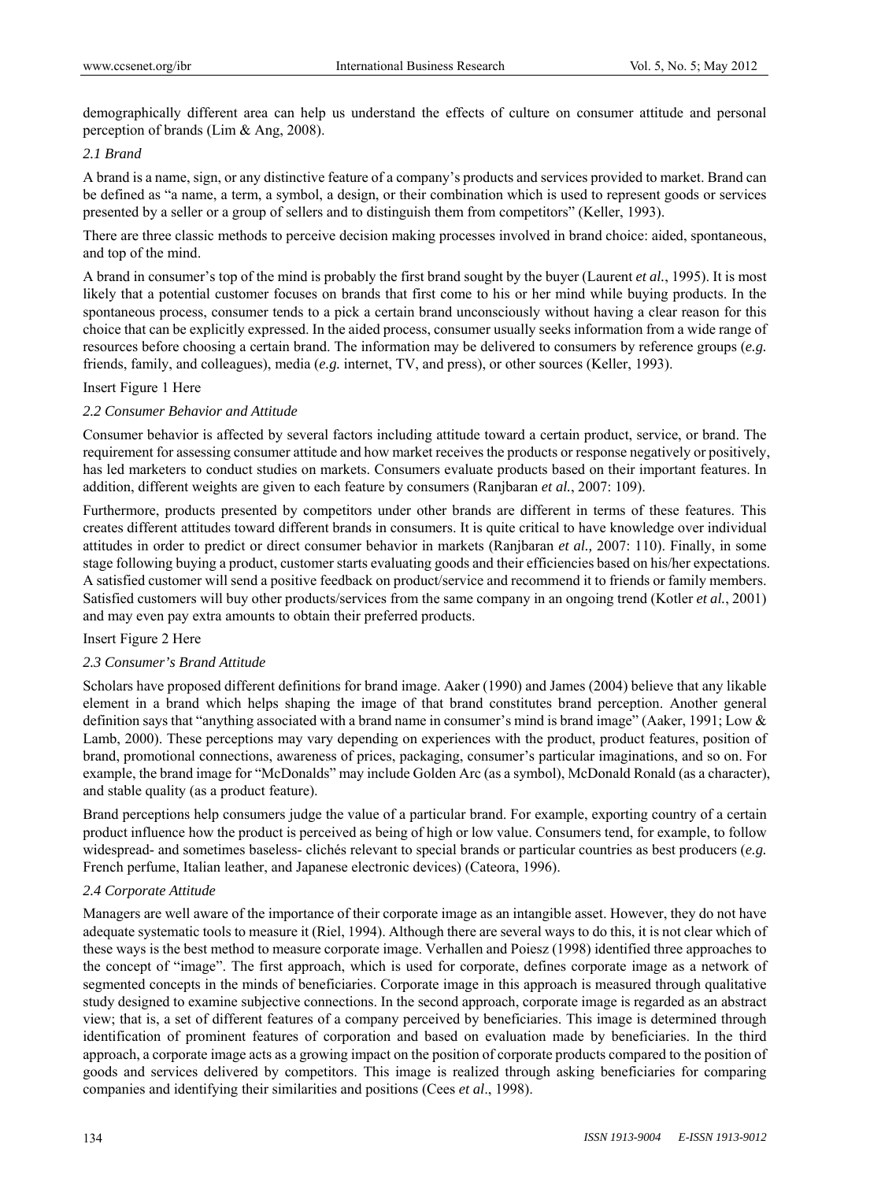demographically different area can help us understand the effects of culture on consumer attitude and personal perception of brands (Lim & Ang, 2008).

### *2.1 Brand*

A brand is a name, sign, or any distinctive feature of a company's products and services provided to market. Brand can be defined as "a name, a term, a symbol, a design, or their combination which is used to represent goods or services presented by a seller or a group of sellers and to distinguish them from competitors" (Keller, 1993).

There are three classic methods to perceive decision making processes involved in brand choice: aided, spontaneous, and top of the mind.

A brand in consumer's top of the mind is probably the first brand sought by the buyer (Laurent *et al.*, 1995). It is most likely that a potential customer focuses on brands that first come to his or her mind while buying products. In the spontaneous process, consumer tends to a pick a certain brand unconsciously without having a clear reason for this choice that can be explicitly expressed. In the aided process, consumer usually seeks information from a wide range of resources before choosing a certain brand. The information may be delivered to consumers by reference groups (*e.g.* friends, family, and colleagues), media (*e.g.* internet, TV, and press), or other sources (Keller, 1993).

Insert Figure 1 Here

### *2.2 Consumer Behavior and Attitude*

Consumer behavior is affected by several factors including attitude toward a certain product, service, or brand. The requirement for assessing consumer attitude and how market receives the products or response negatively or positively, has led marketers to conduct studies on markets. Consumers evaluate products based on their important features. In addition, different weights are given to each feature by consumers (Ranjbaran *et al.*, 2007: 109).

Furthermore, products presented by competitors under other brands are different in terms of these features. This creates different attitudes toward different brands in consumers. It is quite critical to have knowledge over individual attitudes in order to predict or direct consumer behavior in markets (Ranjbaran *et al.,* 2007: 110). Finally, in some stage following buying a product, customer starts evaluating goods and their efficiencies based on his/her expectations. A satisfied customer will send a positive feedback on product/service and recommend it to friends or family members. Satisfied customers will buy other products/services from the same company in an ongoing trend (Kotler *et al.*, 2001) and may even pay extra amounts to obtain their preferred products.

Insert Figure 2 Here

### *2.3 Consumer's Brand Attitude*

Scholars have proposed different definitions for brand image. Aaker (1990) and James (2004) believe that any likable element in a brand which helps shaping the image of that brand constitutes brand perception. Another general definition says that "anything associated with a brand name in consumer's mind is brand image" (Aaker, 1991; Low & Lamb, 2000). These perceptions may vary depending on experiences with the product, product features, position of brand, promotional connections, awareness of prices, packaging, consumer's particular imaginations, and so on. For example, the brand image for "McDonalds" may include Golden Arc (as a symbol), McDonald Ronald (as a character), and stable quality (as a product feature).

Brand perceptions help consumers judge the value of a particular brand. For example, exporting country of a certain product influence how the product is perceived as being of high or low value. Consumers tend, for example, to follow widespread- and sometimes baseless- clichés relevant to special brands or particular countries as best producers (*e.g.* French perfume, Italian leather, and Japanese electronic devices) (Cateora, 1996).

### *2.4 Corporate Attitude*

Managers are well aware of the importance of their corporate image as an intangible asset. However, they do not have adequate systematic tools to measure it (Riel, 1994). Although there are several ways to do this, it is not clear which of these ways is the best method to measure corporate image. Verhallen and Poiesz (1998) identified three approaches to the concept of "image". The first approach, which is used for corporate, defines corporate image as a network of segmented concepts in the minds of beneficiaries. Corporate image in this approach is measured through qualitative study designed to examine subjective connections. In the second approach, corporate image is regarded as an abstract view; that is, a set of different features of a company perceived by beneficiaries. This image is determined through identification of prominent features of corporation and based on evaluation made by beneficiaries. In the third approach, a corporate image acts as a growing impact on the position of corporate products compared to the position of goods and services delivered by competitors. This image is realized through asking beneficiaries for comparing companies and identifying their similarities and positions (Cees *et al*., 1998).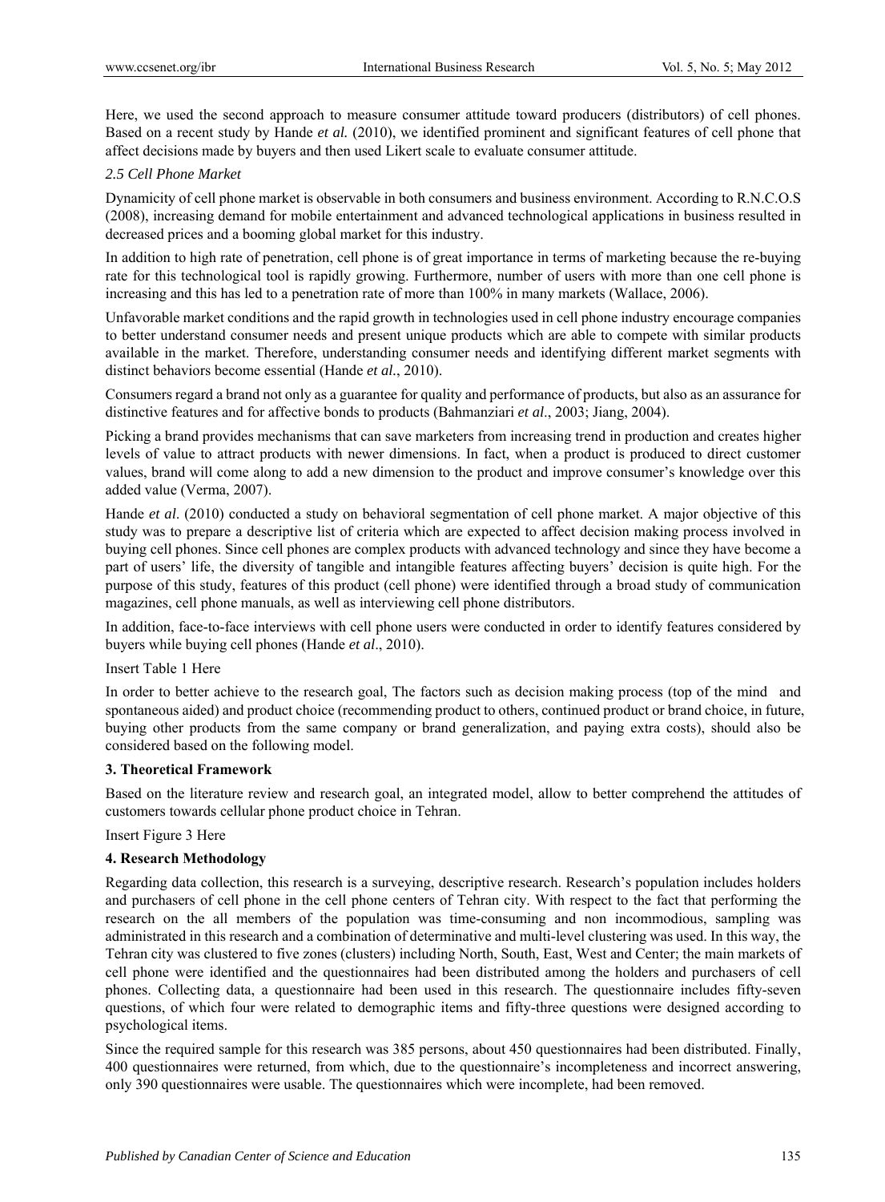Here, we used the second approach to measure consumer attitude toward producers (distributors) of cell phones. Based on a recent study by Hande *et al.* (2010), we identified prominent and significant features of cell phone that affect decisions made by buyers and then used Likert scale to evaluate consumer attitude.

### *2.5 Cell Phone Market*

Dynamicity of cell phone market is observable in both consumers and business environment. According to R.N.C.O.S (2008), increasing demand for mobile entertainment and advanced technological applications in business resulted in decreased prices and a booming global market for this industry.

In addition to high rate of penetration, cell phone is of great importance in terms of marketing because the re-buying rate for this technological tool is rapidly growing. Furthermore, number of users with more than one cell phone is increasing and this has led to a penetration rate of more than 100% in many markets (Wallace, 2006).

Unfavorable market conditions and the rapid growth in technologies used in cell phone industry encourage companies to better understand consumer needs and present unique products which are able to compete with similar products available in the market. Therefore, understanding consumer needs and identifying different market segments with distinct behaviors become essential (Hande *et al.*, 2010).

Consumers regard a brand not only as a guarantee for quality and performance of products, but also as an assurance for distinctive features and for affective bonds to products (Bahmanziari *et al*., 2003; Jiang, 2004).

Picking a brand provides mechanisms that can save marketers from increasing trend in production and creates higher levels of value to attract products with newer dimensions. In fact, when a product is produced to direct customer values, brand will come along to add a new dimension to the product and improve consumer's knowledge over this added value (Verma, 2007).

Hande *et al*. (2010) conducted a study on behavioral segmentation of cell phone market. A major objective of this study was to prepare a descriptive list of criteria which are expected to affect decision making process involved in buying cell phones. Since cell phones are complex products with advanced technology and since they have become a part of users' life, the diversity of tangible and intangible features affecting buyers' decision is quite high. For the purpose of this study, features of this product (cell phone) were identified through a broad study of communication magazines, cell phone manuals, as well as interviewing cell phone distributors.

In addition, face-to-face interviews with cell phone users were conducted in order to identify features considered by buyers while buying cell phones (Hande *et al*., 2010).

Insert Table 1 Here

In order to better achieve to the research goal, The factors such as decision making process (top of the mind and spontaneous aided) and product choice (recommending product to others, continued product or brand choice, in future, buying other products from the same company or brand generalization, and paying extra costs), should also be considered based on the following model.

## 3. Theoretical Framework

Based on the literature review and research goal, an integrated model, allow to better comprehend the attitudes of customers towards cellular phone product choice in Tehran.

Insert Figure 3 Here

## 4. Research Methodology

Regarding data collection, this research is a surveying, descriptive research. Research's population includes holders and purchasers of cell phone in the cell phone centers of Tehran city. With respect to the fact that performing the research on the all members of the population was time-consuming and non incommodious, sampling was administrated in this research and a combination of determinative and multi-level clustering was used. In this way, the Tehran city was clustered to five zones (clusters) including North, South, East, West and Center; the main markets of cell phone were identified and the questionnaires had been distributed among the holders and purchasers of cell phones. Collecting data, a questionnaire had been used in this research. The questionnaire includes fifty-seven questions, of which four were related to demographic items and fifty-three questions were designed according to psychological items.

Since the required sample for this research was 385 persons, about 450 questionnaires had been distributed. Finally, 400 questionnaires were returned, from which, due to the questionnaire's incompleteness and incorrect answering, only 390 questionnaires were usable. The questionnaires which were incomplete, had been removed.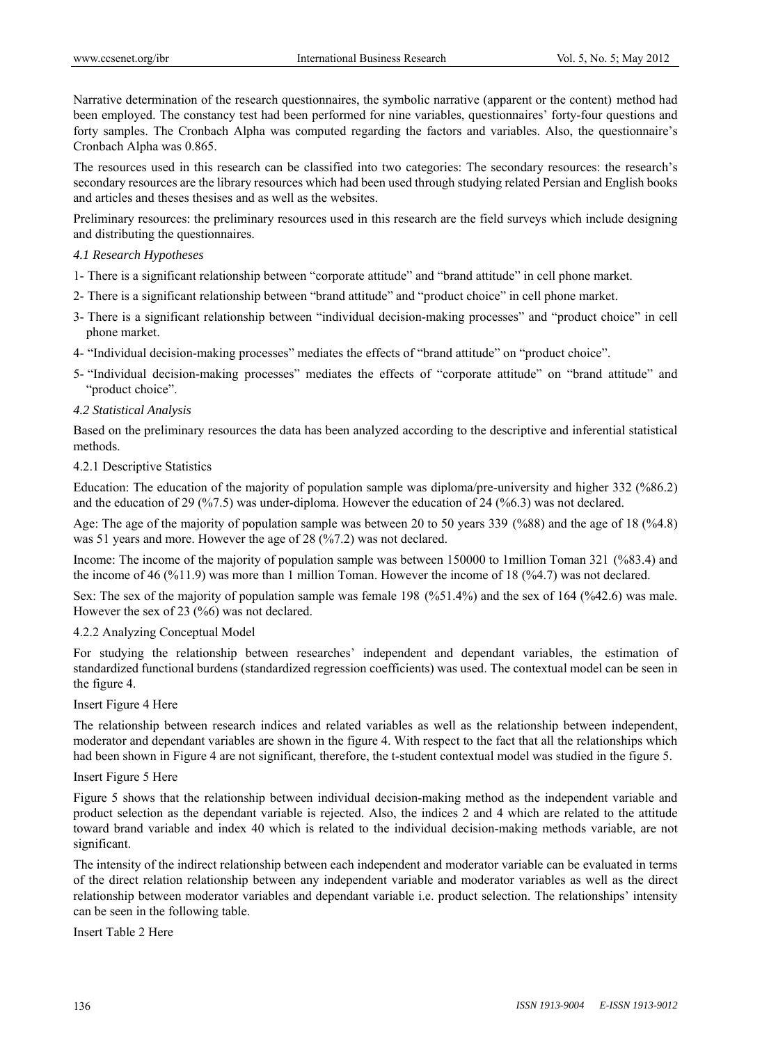Narrative determination of the research questionnaires, the symbolic narrative (apparent or the content) method had been employed. The constancy test had been performed for nine variables, questionnaires' forty-four questions and forty samples. The Cronbach Alpha was computed regarding the factors and variables. Also, the questionnaire's Cronbach Alpha was 0.865.

The resources used in this research can be classified into two categories: The secondary resources: the research's secondary resources are the library resources which had been used through studying related Persian and English books and articles and theses thesises and as well as the websites.

Preliminary resources: the preliminary resources used in this research are the field surveys which include designing and distributing the questionnaires.

### *4.1 Research Hypotheses*

1- There is a significant relationship between "corporate attitude" and "brand attitude" in cell phone market.

2- There is a significant relationship between "brand attitude" and "product choice" in cell phone market.

3- There is a significant relationship between "individual decision-making processes" and "product choice" in cell phone market.

4- "Individual decision-making processes" mediates the effects of "brand attitude" on "product choice".

5- "Individual decision-making processes" mediates the effects of "corporate attitude" on "brand attitude" and "product choice".

### *4.2 Statistical Analysis*

Based on the preliminary resources the data has been analyzed according to the descriptive and inferential statistical methods.

#### 4.2.1 Descriptive Statistics

Education: The education of the majority of population sample was diploma/pre-university and higher 332 (%86.2) and the education of 29 (%7.5) was under-diploma. However the education of 24 (%6.3) was not declared.

Age: The age of the majority of population sample was between 20 to 50 years 339 (%88) and the age of 18 (%4.8) was 51 years and more. However the age of 28 (%7.2) was not declared.

Income: The income of the majority of population sample was between 150000 to 1million Toman 321 (%83.4) and the income of 46 (%11.9) was more than 1 million Toman. However the income of 18 (%4.7) was not declared.

Sex: The sex of the majority of population sample was female 198 (%51.4%) and the sex of 164 (%42.6) was male. However the sex of 23 (%6) was not declared.

#### 4.2.2 Analyzing Conceptual Model

For studying the relationship between researches' independent and dependant variables, the estimation of standardized functional burdens (standardized regression coefficients) was used. The contextual model can be seen in the figure 4.

Insert Figure 4 Here

The relationship between research indices and related variables as well as the relationship between independent, moderator and dependant variables are shown in the figure 4. With respect to the fact that all the relationships which had been shown in Figure 4 are not significant, therefore, the t-student contextual model was studied in the figure 5.

Insert Figure 5 Here

Figure 5 shows that the relationship between individual decision-making method as the independent variable and product selection as the dependant variable is rejected. Also, the indices 2 and 4 which are related to the attitude toward brand variable and index 40 which is related to the individual decision-making methods variable, are not significant.

The intensity of the indirect relationship between each independent and moderator variable can be evaluated in terms of the direct relation relationship between any independent variable and moderator variables as well as the direct relationship between moderator variables and dependant variable i.e. product selection. The relationships' intensity can be seen in the following table.

Insert Table 2 Here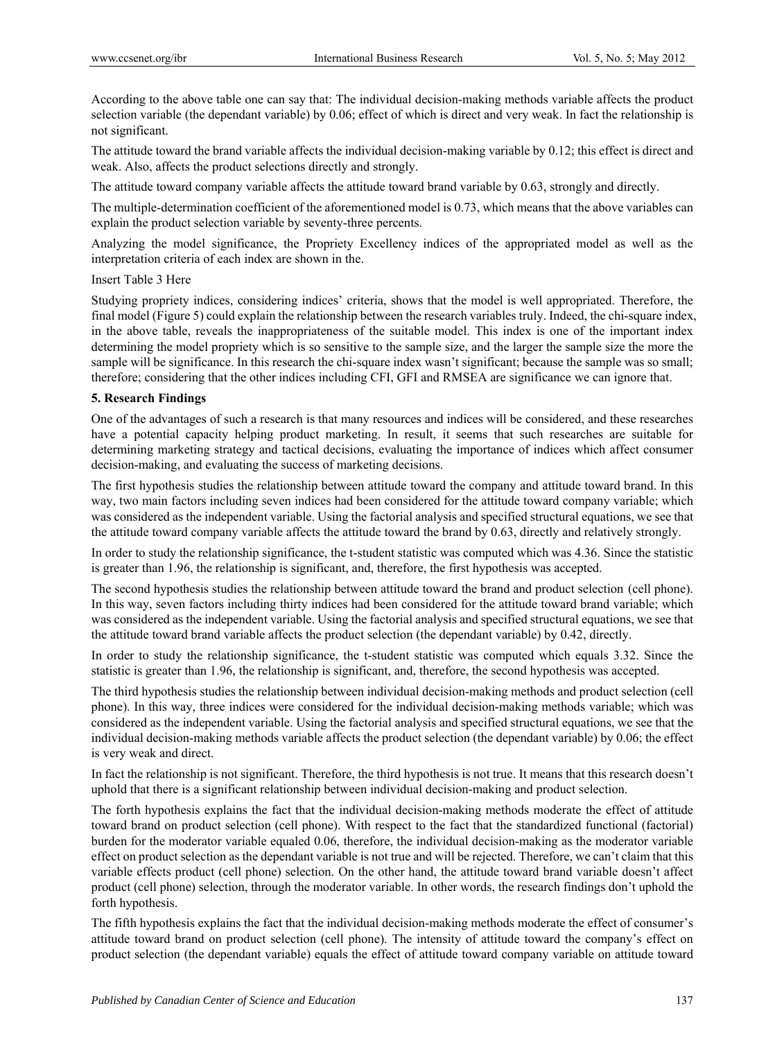According to the above table one can say that: The individual decision-making methods variable affects the product selection variable (the dependant variable) by 0.06; effect of which is direct and very weak. In fact the relationship is not significant.

The attitude toward the brand variable affects the individual decision-making variable by 0.12; this effect is direct and weak. Also, affects the product selections directly and strongly.

The attitude toward company variable affects the attitude toward brand variable by 0.63, strongly and directly.

The multiple-determination coefficient of the aforementioned model is 0.73, which means that the above variables can explain the product selection variable by seventy-three percents.

Analyzing the model significance, the Propriety Excellency indices of the appropriated model as well as the interpretation criteria of each index are shown in the.

Insert Table 3 Here

Studying propriety indices, considering indices' criteria, shows that the model is well appropriated. Therefore, the final model (Figure 5) could explain the relationship between the research variables truly. Indeed, the chi-square index, in the above table, reveals the inappropriateness of the suitable model. This index is one of the important index determining the model propriety which is so sensitive to the sample size, and the larger the sample size the more the sample will be significance. In this research the chi-square index wasn't significant; because the sample was so small; therefore; considering that the other indices including CFI, GFI and RMSEA are significance we can ignore that.

## 5. Research Findings

One of the advantages of such a research is that many resources and indices will be considered, and these researches have a potential capacity helping product marketing. In result, it seems that such researches are suitable for determining marketing strategy and tactical decisions, evaluating the importance of indices which affect consumer decision-making, and evaluating the success of marketing decisions.

The first hypothesis studies the relationship between attitude toward the company and attitude toward brand. In this way, two main factors including seven indices had been considered for the attitude toward company variable; which was considered as the independent variable. Using the factorial analysis and specified structural equations, we see that the attitude toward company variable affects the attitude toward the brand by 0.63, directly and relatively strongly.

In order to study the relationship significance, the t-student statistic was computed which was 4.36. Since the statistic is greater than 1.96, the relationship is significant, and, therefore, the first hypothesis was accepted.

The second hypothesis studies the relationship between attitude toward the brand and product selection (cell phone). In this way, seven factors including thirty indices had been considered for the attitude toward brand variable; which was considered as the independent variable. Using the factorial analysis and specified structural equations, we see that the attitude toward brand variable affects the product selection (the dependant variable) by 0.42, directly.

In order to study the relationship significance, the t-student statistic was computed which equals 3.32. Since the statistic is greater than 1.96, the relationship is significant, and, therefore, the second hypothesis was accepted.

The third hypothesis studies the relationship between individual decision-making methods and product selection (cell phone). In this way, three indices were considered for the individual decision-making methods variable; which was considered as the independent variable. Using the factorial analysis and specified structural equations, we see that the individual decision-making methods variable affects the product selection (the dependant variable) by 0.06; the effect is very weak and direct.

In fact the relationship is not significant. Therefore, the third hypothesis is not true. It means that this research doesn't uphold that there is a significant relationship between individual decision-making and product selection.

The forth hypothesis explains the fact that the individual decision-making methods moderate the effect of attitude toward brand on product selection (cell phone). With respect to the fact that the standardized functional (factorial) burden for the moderator variable equaled 0.06, therefore, the individual decision-making as the moderator variable effect on product selection as the dependant variable is not true and will be rejected. Therefore, we can't claim that this variable effects product (cell phone) selection. On the other hand, the attitude toward brand variable doesn't affect product (cell phone) selection, through the moderator variable. In other words, the research findings don't uphold the forth hypothesis.

The fifth hypothesis explains the fact that the individual decision-making methods moderate the effect of consumer's attitude toward brand on product selection (cell phone). The intensity of attitude toward the company's effect on product selection (the dependant variable) equals the effect of attitude toward company variable on attitude toward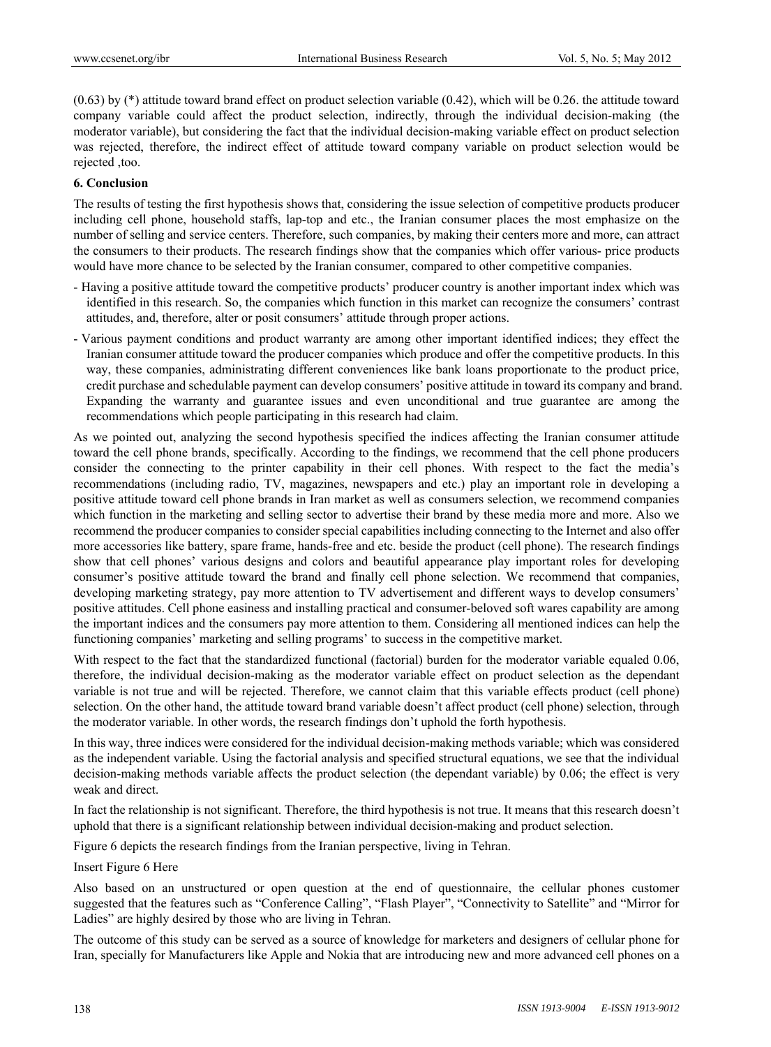(0.63) by (*) attitude toward brand effect on product selection variable (0.42), which will be 0.26. the attitude toward company variable could affect the product selection, indirectly, through the individual decision-making (the moderator variable), but considering the fact that the individual decision-making variable effect on product selection was rejected, therefore, the indirect effect of attitude toward company variable on product selection would be rejected ,too.

**6. Conclusion**

The results of testing the first hypothesis shows that, considering the issue selection of competitive products producer including cell phone, household staffs, lap-top and etc., the Iranian consumer places the most emphasize on the number of selling and service centers. Therefore, such companies, by making their centers more and more, can attract the consumers to their products. The research findings show that the companies which offer various- price products would have more chance to be selected by the Iranian consumer, compared to other competitive companies.

- Having a positive attitude toward the competitive products' producer country is another important index which was identified in this research. So, the companies which function in this market can recognize the consumers' contrast attitudes, and, therefore, alter or posit consumers' attitude through proper actions.
- Various payment conditions and product warranty are among other important identified indices; they effect the Iranian consumer attitude toward the producer companies which produce and offer the competitive products. In this way, these companies, administrating different conveniences like bank loans proportionate to the product price, credit purchase and schedulable payment can develop consumers' positive attitude in toward its company and brand. Expanding the warranty and guarantee issues and even unconditional and true guarantee are among the recommendations which people participating in this research had claim.

As we pointed out, analyzing the second hypothesis specified the indices affecting the Iranian consumer attitude toward the cell phone brands, specifically. According to the findings, we recommend that the cell phone producers consider the connecting to the printer capability in their cell phones. With respect to the fact the media's recommendations (including radio, TV, magazines, newspapers and etc.) play an important role in developing a positive attitude toward cell phone brands in Iran market as well as consumers selection, we recommend companies which function in the marketing and selling sector to advertise their brand by these media more and more. Also we recommend the producer companies to consider special capabilities including connecting to the Internet and also offer more accessories like battery, spare frame, hands-free and etc. beside the product (cell phone). The research findings show that cell phones' various designs and colors and beautiful appearance play important roles for developing consumer's positive attitude toward the brand and finally cell phone selection. We recommend that companies, developing marketing strategy, pay more attention to TV advertisement and different ways to develop consumers' positive attitudes. Cell phone easiness and installing practical and consumer-beloved soft wares capability are among the important indices and the consumers pay more attention to them. Considering all mentioned indices can help the functioning companies' marketing and selling programs' to success in the competitive market.

With respect to the fact that the standardized functional (factorial) burden for the moderator variable equaled 0.06, therefore, the individual decision-making as the moderator variable effect on product selection as the dependant variable is not true and will be rejected. Therefore, we cannot claim that this variable effects product (cell phone) selection. On the other hand, the attitude toward brand variable doesn't affect product (cell phone) selection, through the moderator variable. In other words, the research findings don't uphold the forth hypothesis.

In this way, three indices were considered for the individual decision-making methods variable; which was considered as the independent variable. Using the factorial analysis and specified structural equations, we see that the individual decision-making methods variable affects the product selection (the dependant variable) by 0.06; the effect is very weak and direct.

In fact the relationship is not significant. Therefore, the third hypothesis is not true. It means that this research doesn't uphold that there is a significant relationship between individual decision-making and product selection.

Figure 6 depicts the research findings from the Iranian perspective, living in Tehran.

Insert Figure 6 Here

Also based on an unstructured or open question at the end of questionnaire, the cellular phones customer suggested that the features such as "Conference Calling", "Flash Player", "Connectivity to Satellite" and "Mirror for Ladies" are highly desired by those who are living in Tehran.

The outcome of this study can be served as a source of knowledge for marketers and designers of cellular phone for Iran, specially for Manufacturers like Apple and Nokia that are introducing new and more advanced cell phones on a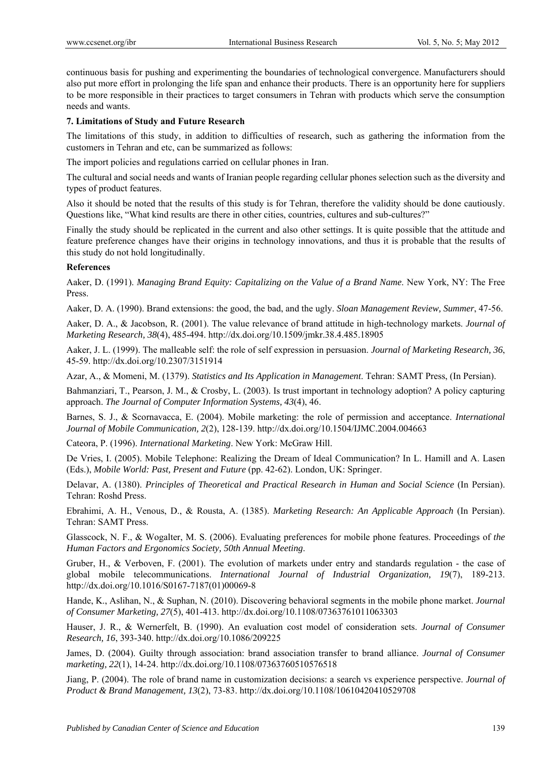continuous basis for pushing and experimenting the boundaries of technological convergence. Manufacturers should also put more effort in prolonging the life span and enhance their products. There is an opportunity here for suppliers to be more responsible in their practices to target consumers in Tehran with products which serve the consumption needs and wants.

### 7. Limitations of Study and Future Research

The limitations of this study, in addition to difficulties of research, such as gathering the information from the customers in Tehran and etc, can be summarized as follows:

The import policies and regulations carried on cellular phones in Iran.

The cultural and social needs and wants of Iranian people regarding cellular phones selection such as the diversity and types of product features.

Also it should be noted that the results of this study is for Tehran, therefore the validity should be done cautiously. Questions like, "What kind results are there in other cities, countries, cultures and sub-cultures?"

Finally the study should be replicated in the current and also other settings. It is quite possible that the attitude and feature preference changes have their origins in technology innovations, and thus it is probable that the results of this study do not hold longitudinally.

### References

Aaker, D. (1991). *Managing Brand Equity: Capitalizing on the Value of a Brand Name*. New York, NY: The Free Press.

Aaker, D. A. (1990). Brand extensions: the good, the bad, and the ugly. *Sloan Management Review, Summer*, 47-56.

Aaker, D. A., & Jacobson, R. (2001). The value relevance of brand attitude in high-technology markets. *Journal of Marketing Research, 38*(4), 485-494. http://dx.doi.org/10.1509/jmkr.38.4.485.18905

Aaker, J. L. (1999). The malleable self: the role of self expression in persuasion. *Journal of Marketing Research, 36*, 45-59. http://dx.doi.org/10.2307/3151914

Azar, A., & Momeni, M. (1379). *Statistics and Its Application in Management*. Tehran: SAMT Press, (In Persian).

Bahmanziari, T., Pearson, J. M., & Crosby, L. (2003). Is trust important in technology adoption? A policy capturing approach. *The Journal of Computer Information Systems, 43*(4), 46.

Barnes, S. J., & Scornavacca, E. (2004). Mobile marketing: the role of permission and acceptance. *International Journal of Mobile Communication, 2*(2), 128-139. http://dx.doi.org/10.1504/IJMC.2004.004663

Cateora, P. (1996). *International Marketing*. New York: McGraw Hill.

De Vries, I. (2005). Mobile Telephone: Realizing the Dream of Ideal Communication? In L. Hamill and A. Lasen (Eds.), *Mobile World: Past, Present and Future* (pp. 42-62). London, UK: Springer.

Delavar, A. (1380). *Principles of Theoretical and Practical Research in Human and Social Science* (In Persian). Tehran: Roshd Press.

Ebrahimi, A. H., Venous, D., & Rousta, A. (1385). *Marketing Research: An Applicable Approach* (In Persian). Tehran: SAMT Press.

Glasscock, N. F., & Wogalter, M. S. (2006). Evaluating preferences for mobile phone features. Proceedings of *the Human Factors and Ergonomics Society, 50th Annual Meeting*.

Gruber, H., & Verboven, F. (2001). The evolution of markets under entry and standards regulation - the case of global mobile telecommunications. *International Journal of Industrial Organization, 19*(7), 189-213. http://dx.doi.org/10.1016/S0167-7187(01)00069-8

Hande, K., Aslihan, N., & Suphan, N. (2010). Discovering behavioral segments in the mobile phone market. *Journal of Consumer Marketing, 27*(5), 401-413. http://dx.doi.org/10.1108/07363761011063303

Hauser, J. R., & Wernerfelt, B. (1990). An evaluation cost model of consideration sets. *Journal of Consumer Research, 16*, 393-340. http://dx.doi.org/10.1086/209225

James, D. (2004). Guilty through association: brand association transfer to brand alliance. *Journal of Consumer marketing, 22*(1), 14-24. http://dx.doi.org/10.1108/07363760510576518

Jiang, P. (2004). The role of brand name in customization decisions: a search vs experience perspective. *Journal of Product & Brand Management, 13*(2), 73-83. http://dx.doi.org/10.1108/10610420410529708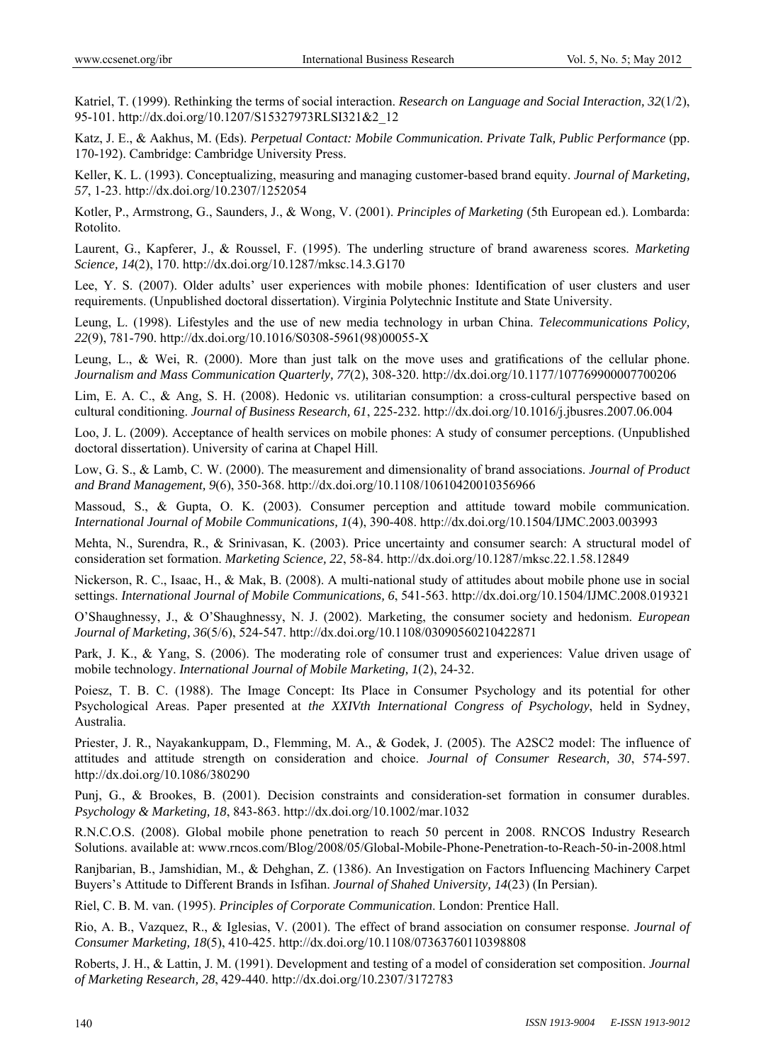Katriel, T. (1999). Rethinking the terms of social interaction. *Research on Language and Social Interaction, 32*(1/2), 95-101. http://dx.doi.org/10.1207/S15327973RLSI321&2_12

Katz, J. E., & Aakhus, M. (Eds). *Perpetual Contact: Mobile Communication. Private Talk, Public Performance* (pp. 170-192). Cambridge: Cambridge University Press.

Keller, K. L. (1993). Conceptualizing, measuring and managing customer-based brand equity. *Journal of Marketing, 57*, 1-23. http://dx.doi.org/10.2307/1252054

Kotler, P., Armstrong, G., Saunders, J., & Wong, V. (2001). *Principles of Marketing* (5th European ed.). Lombarda: Rotolito.

Laurent, G., Kapferer, J., & Roussel, F. (1995). The underling structure of brand awareness scores. *Marketing Science, 14*(2), 170. http://dx.doi.org/10.1287/mksc.14.3.G170

Lee, Y. S. (2007). Older adults' user experiences with mobile phones: Identification of user clusters and user requirements. (Unpublished doctoral dissertation). Virginia Polytechnic Institute and State University.

Leung, L. (1998). Lifestyles and the use of new media technology in urban China. *Telecommunications Policy, 22*(9), 781-790. http://dx.doi.org/10.1016/S0308-5961(98)00055-X

Leung, L., & Wei, R. (2000). More than just talk on the move uses and gratifications of the cellular phone. *Journalism and Mass Communication Quarterly, 77*(2), 308-320. http://dx.doi.org/10.1177/107769900007700206

Lim, E. A. C., & Ang, S. H. (2008). Hedonic vs. utilitarian consumption: a cross-cultural perspective based on cultural conditioning. *Journal of Business Research, 61*, 225-232. http://dx.doi.org/10.1016/j.jbusres.2007.06.004

Loo, J. L. (2009). Acceptance of health services on mobile phones: A study of consumer perceptions. (Unpublished doctoral dissertation). University of carina at Chapel Hill.

Low, G. S., & Lamb, C. W. (2000). The measurement and dimensionality of brand associations. *Journal of Product and Brand Management, 9*(6), 350-368. http://dx.doi.org/10.1108/10610420010356966

Massoud, S., & Gupta, O. K. (2003). Consumer perception and attitude toward mobile communication. *International Journal of Mobile Communications, 1*(4), 390-408. http://dx.doi.org/10.1504/IJMC.2003.003993

Mehta, N., Surendra, R., & Srinivasan, K. (2003). Price uncertainty and consumer search: A structural model of consideration set formation. *Marketing Science, 22*, 58-84. http://dx.doi.org/10.1287/mksc.22.1.58.12849

Nickerson, R. C., Isaac, H., & Mak, B. (2008). A multi-national study of attitudes about mobile phone use in social settings. *International Journal of Mobile Communications, 6*, 541-563. http://dx.doi.org/10.1504/IJMC.2008.019321

O'Shaughnessy, J., & O'Shaughnessy, N. J. (2002). Marketing, the consumer society and hedonism. *European Journal of Marketing, 36*(5/6), 524-547. http://dx.doi.org/10.1108/03090560210422871

Park, J. K., & Yang, S. (2006). The moderating role of consumer trust and experiences: Value driven usage of mobile technology. *International Journal of Mobile Marketing, 1*(2), 24-32.

Poiesz, T. B. C. (1988). The Image Concept: Its Place in Consumer Psychology and its potential for other Psychological Areas. Paper presented at *the XXIVth International Congress of Psychology*, held in Sydney, Australia.

Priester, J. R., Nayakankuppam, D., Flemming, M. A., & Godek, J. (2005). The A2SC2 model: The influence of attitudes and attitude strength on consideration and choice. *Journal of Consumer Research, 30*, 574-597. http://dx.doi.org/10.1086/380290

Punj, G., & Brookes, B. (2001). Decision constraints and consideration-set formation in consumer durables. *Psychology & Marketing, 18*, 843-863. http://dx.doi.org/10.1002/mar.1032

R.N.C.O.S. (2008). Global mobile phone penetration to reach 50 percent in 2008. RNCOS Industry Research Solutions. available at: www.rncos.com/Blog/2008/05/Global-Mobile-Phone-Penetration-to-Reach-50-in-2008.html

Ranjbarian, B., Jamshidian, M., & Dehghan, Z. (1386). An Investigation on Factors Influencing Machinery Carpet Buyers's Attitude to Different Brands in Isfihan. *Journal of Shahed University, 14*(23) (In Persian).

Riel, C. B. M. van. (1995). *Principles of Corporate Communication*. London: Prentice Hall.

Rio, A. B., Vazquez, R., & Iglesias, V. (2001). The effect of brand association on consumer response. *Journal of Consumer Marketing, 18*(5), 410-425. http://dx.doi.org/10.1108/07363760110398808

Roberts, J. H., & Lattin, J. M. (1991). Development and testing of a model of consideration set composition. *Journal of Marketing Research, 28*, 429-440. http://dx.doi.org/10.2307/3172783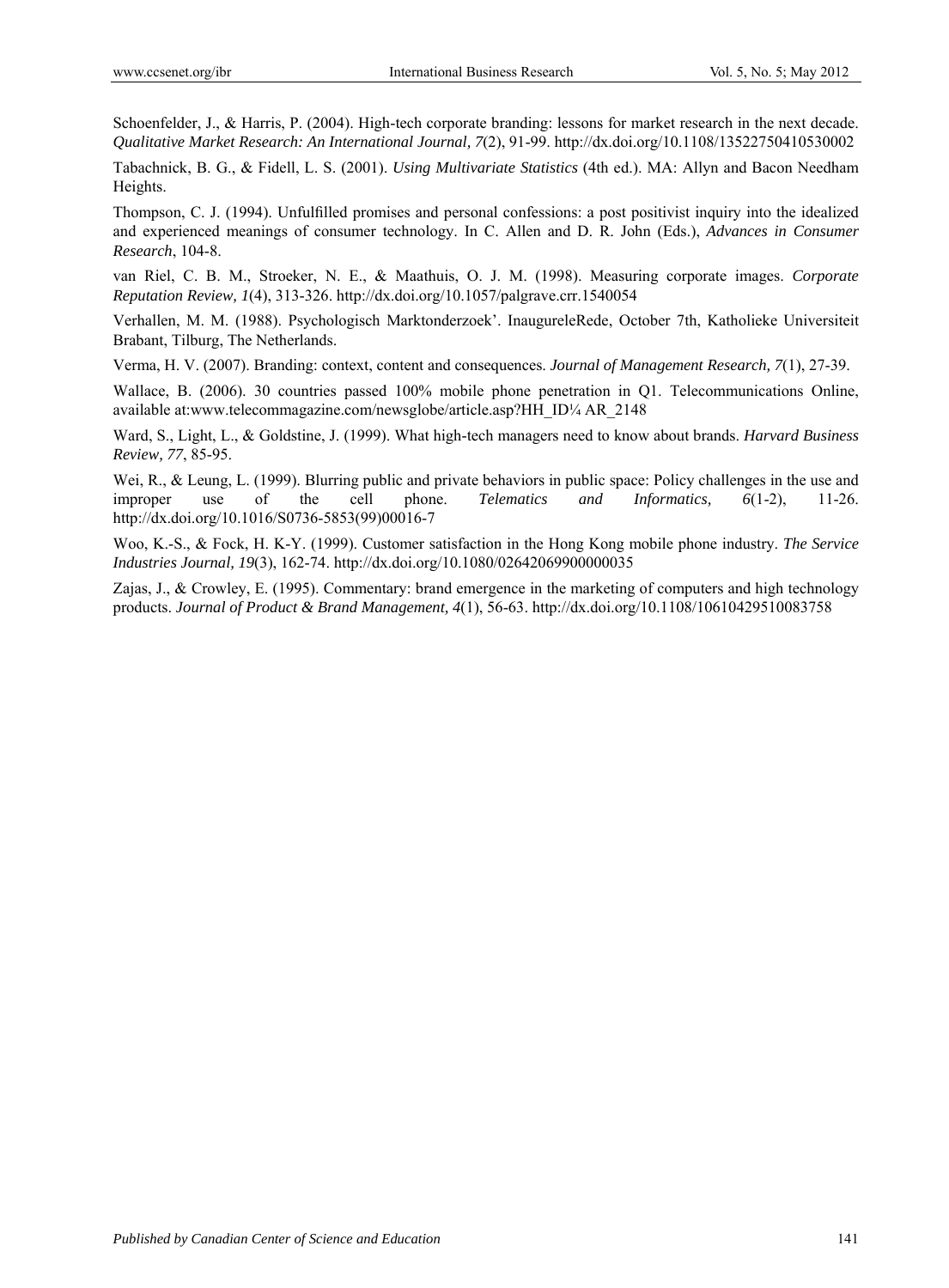Schoenfelder, J., & Harris, P. (2004). High-tech corporate branding: lessons for market research in the next decade. *Qualitative Market Research: An International Journal, 7*(2), 91-99. http://dx.doi.org/10.1108/13522750410530002

Tabachnick, B. G., & Fidell, L. S. (2001). *Using Multivariate Statistics* (4th ed.). MA: Allyn and Bacon Needham Heights.

Thompson, C. J. (1994). Unfulfilled promises and personal confessions: a post positivist inquiry into the idealized and experienced meanings of consumer technology. In C. Allen and D. R. John (Eds.), *Advances in Consumer Research*, 104-8.

van Riel, C. B. M., Stroeker, N. E., & Maathuis, O. J. M. (1998). Measuring corporate images. *Corporate Reputation Review, 1*(4), 313-326. http://dx.doi.org/10.1057/palgrave.crr.1540054

Verhallen, M. M. (1988). Psychologisch Marktonderzoek'. InaugureleRede, October 7th, Katholieke Universiteit Brabant, Tilburg, The Netherlands.

Verma, H. V. (2007). Branding: context, content and consequences. *Journal of Management Research, 7*(1), 27-39.

Wallace, B. (2006). 30 countries passed 100% mobile phone penetration in Q1. Telecommunications Online, available at:www.telecommagazine.com/newsglobe/article.asp?HH_ID¼ AR_2148

Ward, S., Light, L., & Goldstine, J. (1999). What high-tech managers need to know about brands. *Harvard Business Review, 77*, 85-95.

Wei, R., & Leung, L. (1999). Blurring public and private behaviors in public space: Policy challenges in the use and improper use of the cell phone. *Telematics and Informatics, 6*(1-2), 11-26. http://dx.doi.org/10.1016/S0736-5853(99)00016-7

Woo, K.-S., & Fock, H. K-Y. (1999). Customer satisfaction in the Hong Kong mobile phone industry. *The Service Industries Journal, 19*(3), 162-74. http://dx.doi.org/10.1080/02642069900000035

Zajas, J., & Crowley, E. (1995). Commentary: brand emergence in the marketing of computers and high technology products. *Journal of Product & Brand Management, 4*(1), 56-63. http://dx.doi.org/10.1108/10610429510083758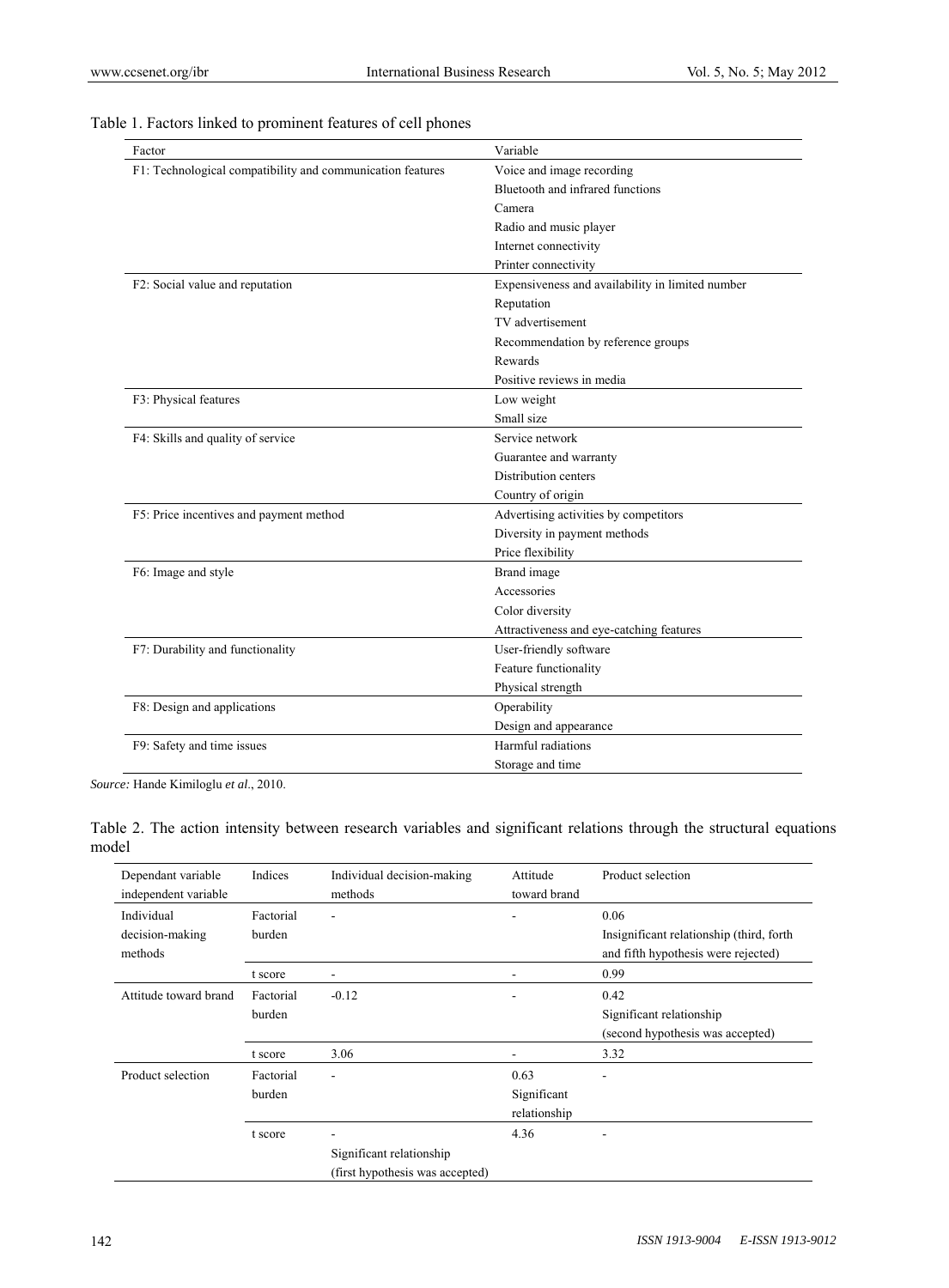Table 1. Factors linked to prominent features of cell phones

| Factor | Variable |
|---|---|
| F1: Technological compatibility and communication features | Voice and image recording |
| | Bluetooth and infrared functions |
| | Camera |
| | Radio and music player |
| | Internet connectivity |
| | Printer connectivity |
| F2: Social value and reputation | Expensiveness and availability in limited number |
| | Reputation |
| | TV advertisement |
| | Recommendation by reference groups |
| | Rewards |
| | Positive reviews in media |
| F3: Physical features | Low weight |
| | Small size |
| F4: Skills and quality of service | Service network |
| | Guarantee and warranty |
| | Distribution centers |
| | Country of origin |
| F5: Price incentives and payment method | Advertising activities by competitors |
| | Diversity in payment methods |
| | Price flexibility |
| F6: Image and style | Brand image |
| | Accessories |
| | Color diversity |
| | Attractiveness and eye-catching features |
| F7: Durability and functionality | User-friendly software |
| | Feature functionality |
| | Physical strength |
| F8: Design and applications | Operability |
| | Design and appearance |
| F9: Safety and time issues | Harmful radiations |
| | Storage and time |

*Source:* Hande Kimiloglu *et al*., 2010.

Table 2. The action intensity between research variables and significant relations through the structural equations model

| Dependant variable independent variable | Indices | Individual decision-making methods | Attitude toward brand | Product selection |
|---|---|---|---|---|
| Individual decision-making methods | Factorial burden | - | - | 0.06 Insignificant relationship (third, forth and fifth hypothesis were rejected) |
| | t score | - | - | 0.99 |
| Attitude toward brand | Factorial burden | -0.12 | - | 0.42 Significant relationship (second hypothesis was accepted) |
| | t score | 3.06 | - | 3.32 |
| Product selection | Factorial burden | - | 0.63 Significant relationship | - |
| | t score | - Significant relationship (first hypothesis was accepted) | 4.36 | - |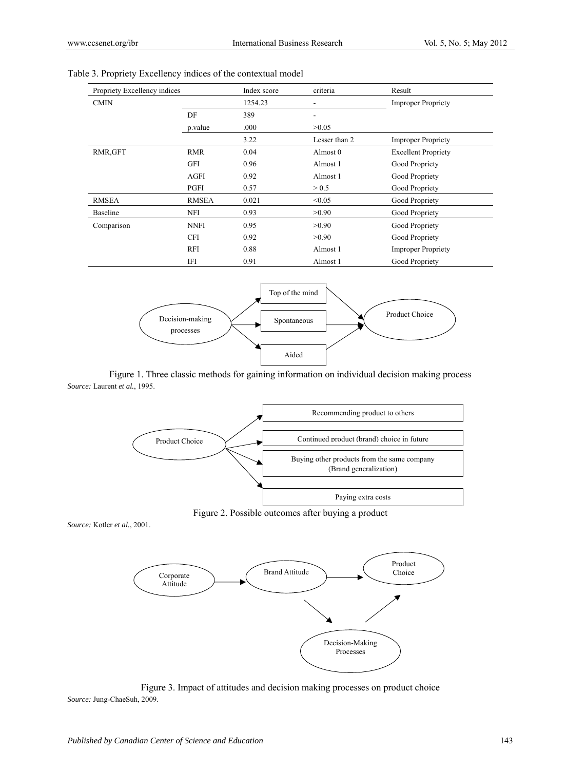Table 3. Propriety Excellency indices of the contextual model

| Propriety Excellency indices | | Index score | criteria | Result |
|---|---|---|---|---|
| CMIN | | 1254.23 | - | Improper Propriety |
| | DF | 389 | - | |
| | p.value | .000 | >0.05 | |
| | | 3.22 | Lesser than 2 | Improper Propriety |
| RMR,GFT | RMR | 0.04 | Almost 0 | Excellent Propriety |
| | GFI | 0.96 | Almost 1 | Good Propriety |
| | AGFI | 0.92 | Almost 1 | Good Propriety |
| | PGFI | 0.57 | > 0.5 | Good Propriety |
| RMSEA | RMSEA | 0.021 | <0.05 | Good Propriety |
| Baseline | NFI | 0.93 | >0.90 | Good Propriety |
| Comparison | NNFI | 0.95 | >0.90 | Good Propriety |
| | CFI | 0.92 | >0.90 | Good Propriety |
| | RFI | 0.88 | Almost 1 | Improper Propriety |
| | IFI | 0.91 | Almost 1 | Good Propriety |

Decision-making processes → Top of the mind / Spontaneous / Aided → Product Choice

Figure 1. Three classic methods for gaining information on individual decision making process

*Source:* Laurent *et al.*, 1995.

Product Choice → Recommending product to others / Continued product (brand) choice in future / Buying other products from the same company (Brand generalization) / Paying extra costs

Figure 2. Possible outcomes after buying a product

*Source:* Kotler *et al.*, 2001.

Corporate Attitude → Brand Attitude → Product Choice; Brand Attitude → Decision-Making Processes → Product Choice

Figure 3. Impact of attitudes and decision making processes on product choice

*Source:* Jung-ChaeSuh, 2009.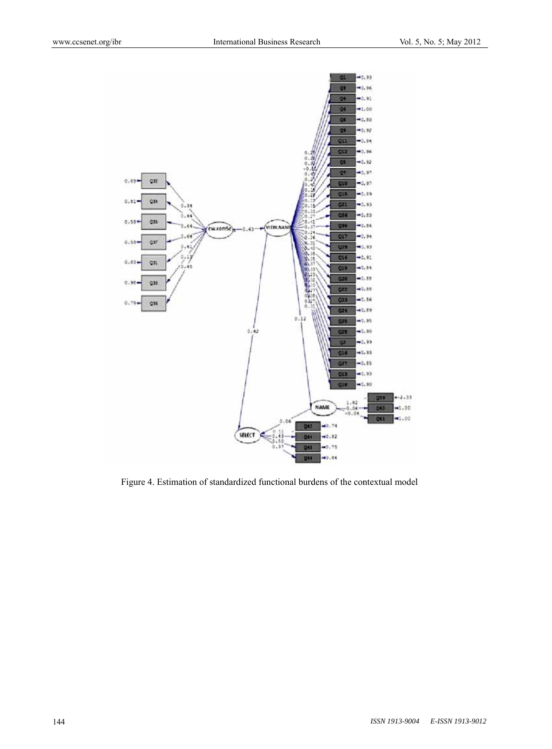Figure 4. Estimation of standardized functional burdens of the contextual model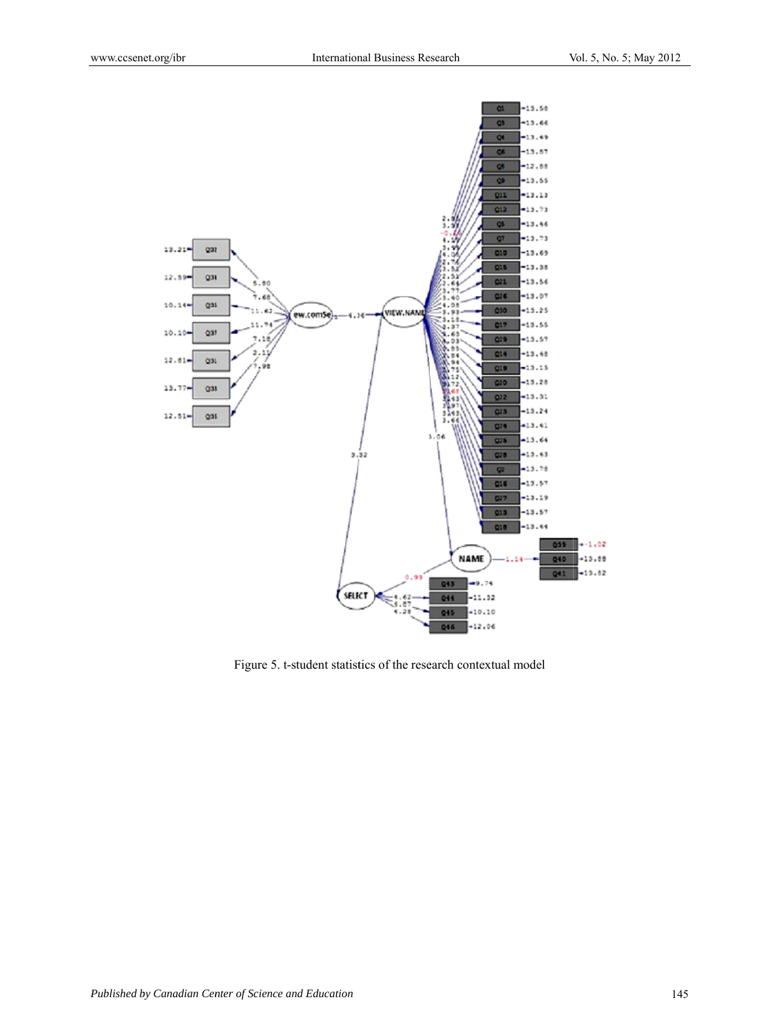Figure 5. t-student statistics of the research contextual model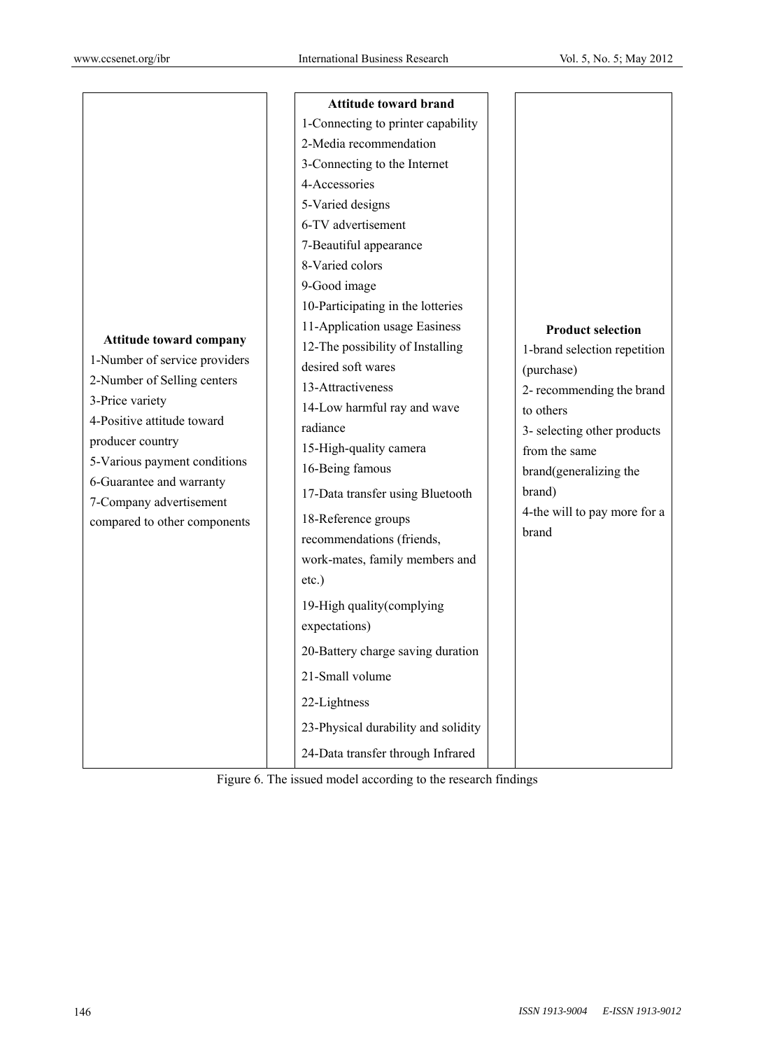**Attitude toward company**

1-Number of service providers
2-Number of Selling centers
3-Price variety
4-Positive attitude toward producer country
5-Various payment conditions
6-Guarantee and warranty
7-Company advertisement compared to other components

**Attitude toward brand**

1-Connecting to printer capability
2-Media recommendation
3-Connecting to the Internet
4-Accessories
5-Varied designs
6-TV advertisement
7-Beautiful appearance
8-Varied colors
9-Good image
10-Participating in the lotteries
11-Application usage Easiness
12-The possibility of Installing desired soft wares
13-Attractiveness
14-Low harmful ray and wave radiance
15-High-quality camera
16-Being famous
17-Data transfer using Bluetooth
18-Reference groups recommendations (friends, work-mates, family members and etc.)
19-High quality(complying expectations)
20-Battery charge saving duration
21-Small volume
22-Lightness
23-Physical durability and solidity
24-Data transfer through Infrared

**Product selection**

1-brand selection repetition (purchase)
2- recommending the brand to others
3- selecting other products from the same brand(generalizing the brand)
4-the will to pay more for a brand

Figure 6. The issued model according to the research findings